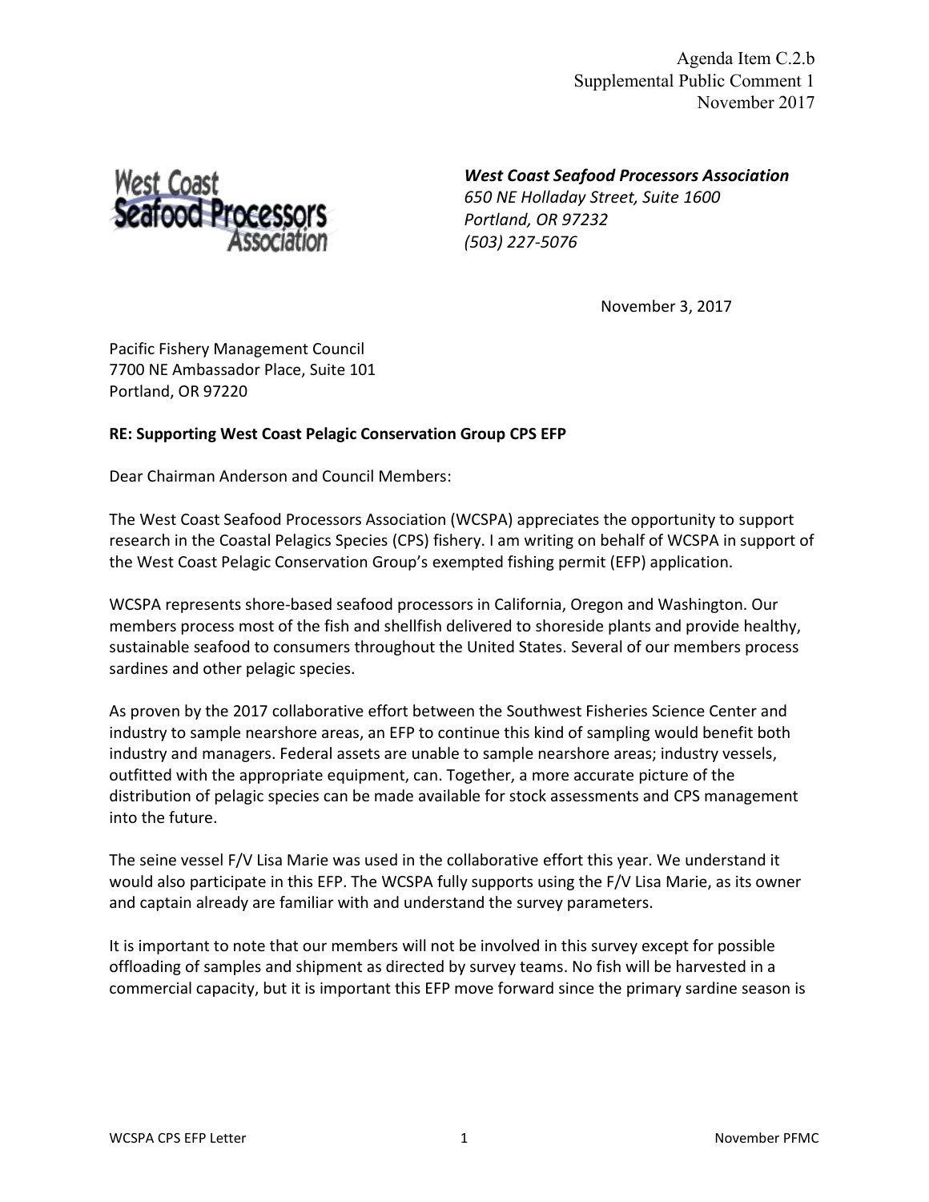Agenda Item C.2.b
Supplemental Public Comment 1
November 2017

***West Coast Seafood Processors Association***
*650 NE Holladay Street, Suite 1600*
*Portland, OR 97232*
*(503) 227-5076*

November 3, 2017

Pacific Fishery Management Council
7700 NE Ambassador Place, Suite 101
Portland, OR 97220

**RE: Supporting West Coast Pelagic Conservation Group CPS EFP**

Dear Chairman Anderson and Council Members:

The West Coast Seafood Processors Association (WCSPA) appreciates the opportunity to support research in the Coastal Pelagics Species (CPS) fishery. I am writing on behalf of WCSPA in support of the West Coast Pelagic Conservation Group's exempted fishing permit (EFP) application.

WCSPA represents shore-based seafood processors in California, Oregon and Washington. Our members process most of the fish and shellfish delivered to shoreside plants and provide healthy, sustainable seafood to consumers throughout the United States. Several of our members process sardines and other pelagic species.

As proven by the 2017 collaborative effort between the Southwest Fisheries Science Center and industry to sample nearshore areas, an EFP to continue this kind of sampling would benefit both industry and managers. Federal assets are unable to sample nearshore areas; industry vessels, outfitted with the appropriate equipment, can. Together, a more accurate picture of the distribution of pelagic species can be made available for stock assessments and CPS management into the future.

The seine vessel F/V Lisa Marie was used in the collaborative effort this year. We understand it would also participate in this EFP. The WCSPA fully supports using the F/V Lisa Marie, as its owner and captain already are familiar with and understand the survey parameters.

It is important to note that our members will not be involved in this survey except for possible offloading of samples and shipment as directed by survey teams. No fish will be harvested in a commercial capacity, but it is important this EFP move forward since the primary sardine season is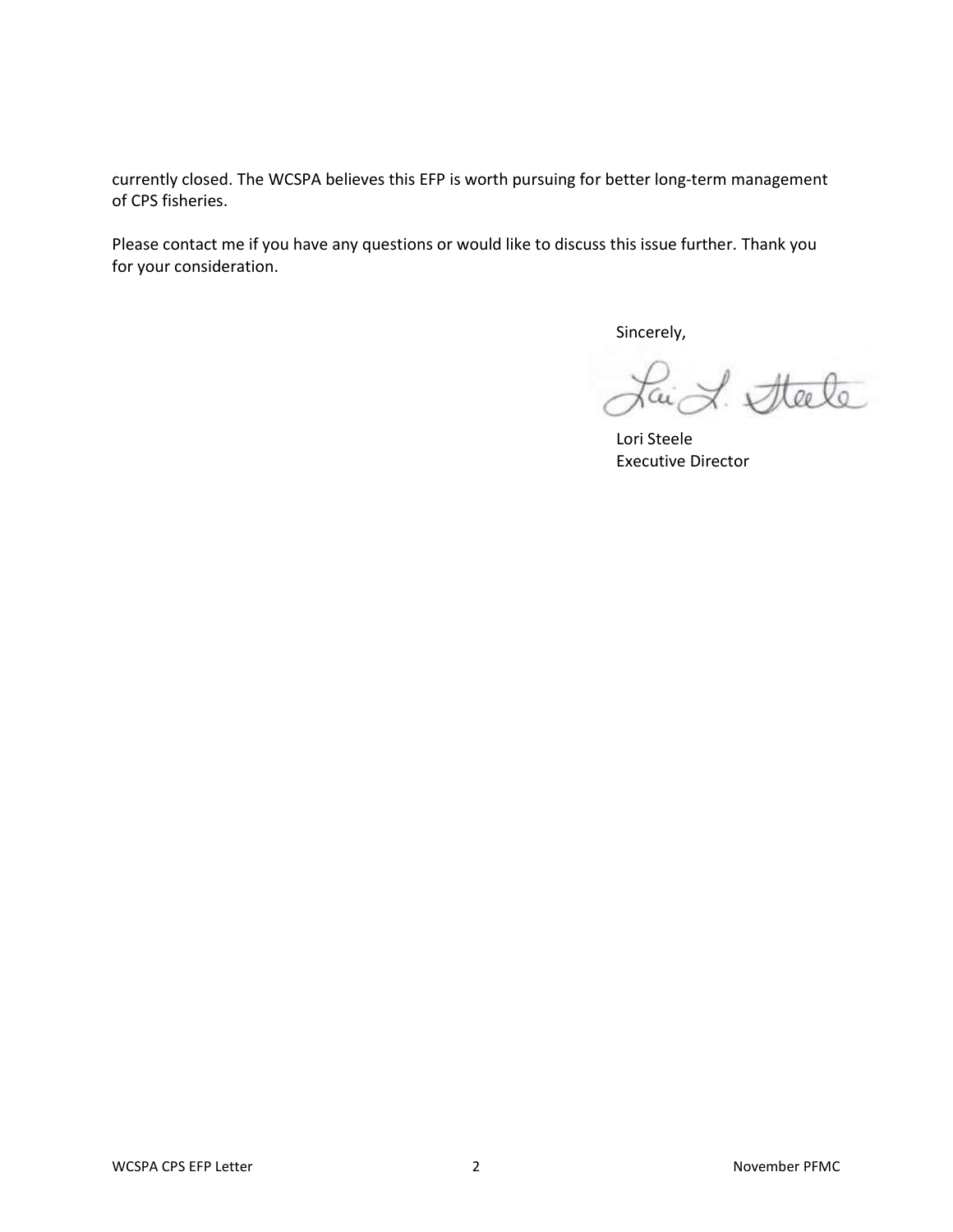currently closed. The WCSPA believes this EFP is worth pursuing for better long-term management of CPS fisheries.

Please contact me if you have any questions or would like to discuss this issue further. Thank you for your consideration.

Sincerely,

Lori L. Steele

Lori Steele
Executive Director